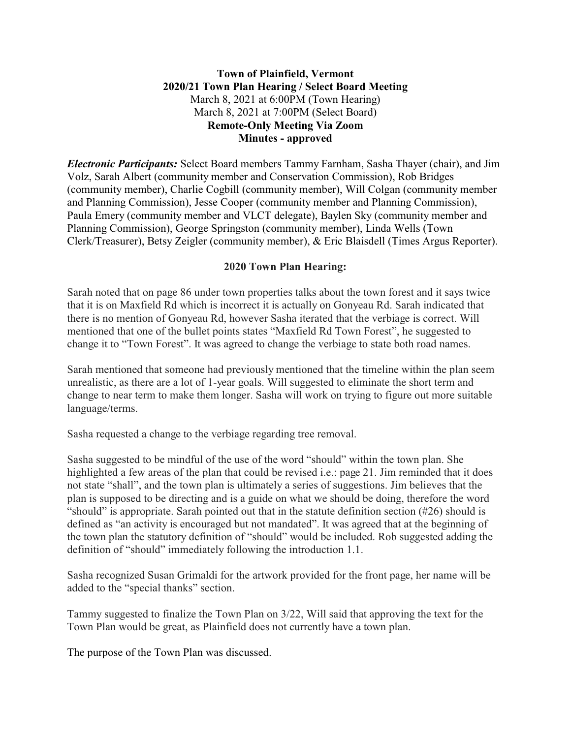**Town of Plainfield, Vermont**
**2020/21 Town Plan Hearing / Select Board Meeting**
March 8, 2021 at 6:00PM (Town Hearing)
March 8, 2021 at 7:00PM (Select Board)
**Remote-Only Meeting Via Zoom**
**Minutes - approved**

***Electronic Participants:*** Select Board members Tammy Farnham, Sasha Thayer (chair), and Jim Volz, Sarah Albert (community member and Conservation Commission), Rob Bridges (community member), Charlie Cogbill (community member), Will Colgan (community member and Planning Commission), Jesse Cooper (community member and Planning Commission), Paula Emery (community member and VLCT delegate), Baylen Sky (community member and Planning Commission), George Springston (community member), Linda Wells (Town Clerk/Treasurer), Betsy Zeigler (community member), & Eric Blaisdell (Times Argus Reporter).

**2020 Town Plan Hearing:**

Sarah noted that on page 86 under town properties talks about the town forest and it says twice that it is on Maxfield Rd which is incorrect it is actually on Gonyeau Rd. Sarah indicated that there is no mention of Gonyeau Rd, however Sasha iterated that the verbiage is correct. Will mentioned that one of the bullet points states "Maxfield Rd Town Forest", he suggested to change it to "Town Forest". It was agreed to change the verbiage to state both road names.

Sarah mentioned that someone had previously mentioned that the timeline within the plan seem unrealistic, as there are a lot of 1-year goals. Will suggested to eliminate the short term and change to near term to make them longer. Sasha will work on trying to figure out more suitable language/terms.

Sasha requested a change to the verbiage regarding tree removal.

Sasha suggested to be mindful of the use of the word "should" within the town plan. She highlighted a few areas of the plan that could be revised i.e.: page 21. Jim reminded that it does not state "shall", and the town plan is ultimately a series of suggestions. Jim believes that the plan is supposed to be directing and is a guide on what we should be doing, therefore the word "should" is appropriate. Sarah pointed out that in the statute definition section (#26) should is defined as "an activity is encouraged but not mandated". It was agreed that at the beginning of the town plan the statutory definition of "should" would be included. Rob suggested adding the definition of "should" immediately following the introduction 1.1.

Sasha recognized Susan Grimaldi for the artwork provided for the front page, her name will be added to the "special thanks" section.

Tammy suggested to finalize the Town Plan on 3/22, Will said that approving the text for the Town Plan would be great, as Plainfield does not currently have a town plan.

The purpose of the Town Plan was discussed.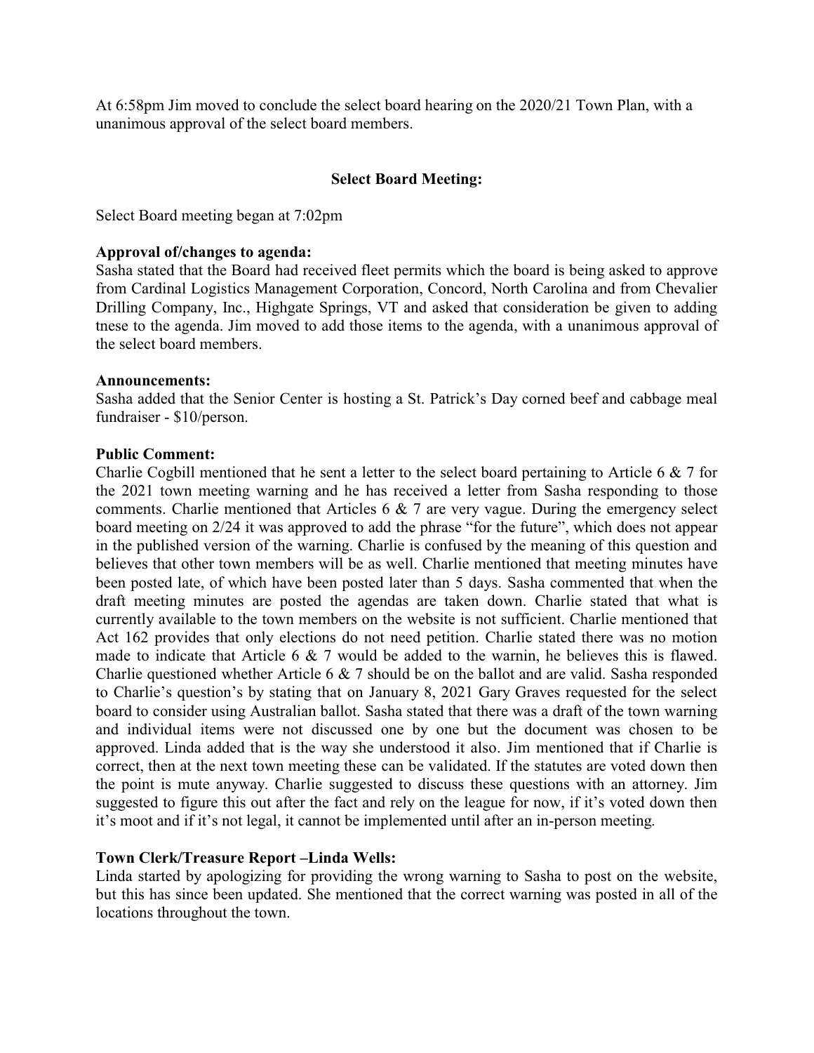At 6:58pm Jim moved to conclude the select board hearing on the 2020/21 Town Plan, with a unanimous approval of the select board members.

## Select Board Meeting:

Select Board meeting began at 7:02pm

**Approval of/changes to agenda:**

Sasha stated that the Board had received fleet permits which the board is being asked to approve from Cardinal Logistics Management Corporation, Concord, North Carolina and from Chevalier Drilling Company, Inc., Highgate Springs, VT and asked that consideration be given to adding tnese to the agenda. Jim moved to add those items to the agenda, with a unanimous approval of the select board members.

**Announcements:**

Sasha added that the Senior Center is hosting a St. Patrick's Day corned beef and cabbage meal fundraiser - $10/person.

**Public Comment:**

Charlie Cogbill mentioned that he sent a letter to the select board pertaining to Article 6 & 7 for the 2021 town meeting warning and he has received a letter from Sasha responding to those comments. Charlie mentioned that Articles 6 & 7 are very vague. During the emergency select board meeting on 2/24 it was approved to add the phrase "for the future", which does not appear in the published version of the warning. Charlie is confused by the meaning of this question and believes that other town members will be as well. Charlie mentioned that meeting minutes have been posted late, of which have been posted later than 5 days. Sasha commented that when the draft meeting minutes are posted the agendas are taken down. Charlie stated that what is currently available to the town members on the website is not sufficient. Charlie mentioned that Act 162 provides that only elections do not need petition. Charlie stated there was no motion made to indicate that Article 6 & 7 would be added to the warnin, he believes this is flawed. Charlie questioned whether Article 6 & 7 should be on the ballot and are valid. Sasha responded to Charlie's question's by stating that on January 8, 2021 Gary Graves requested for the select board to consider using Australian ballot. Sasha stated that there was a draft of the town warning and individual items were not discussed one by one but the document was chosen to be approved. Linda added that is the way she understood it also. Jim mentioned that if Charlie is correct, then at the next town meeting these can be validated. If the statutes are voted down then the point is mute anyway. Charlie suggested to discuss these questions with an attorney. Jim suggested to figure this out after the fact and rely on the league for now, if it's voted down then it's moot and if it's not legal, it cannot be implemented until after an in-person meeting.

**Town Clerk/Treasure Report –Linda Wells:**

Linda started by apologizing for providing the wrong warning to Sasha to post on the website, but this has since been updated. She mentioned that the correct warning was posted in all of the locations throughout the town.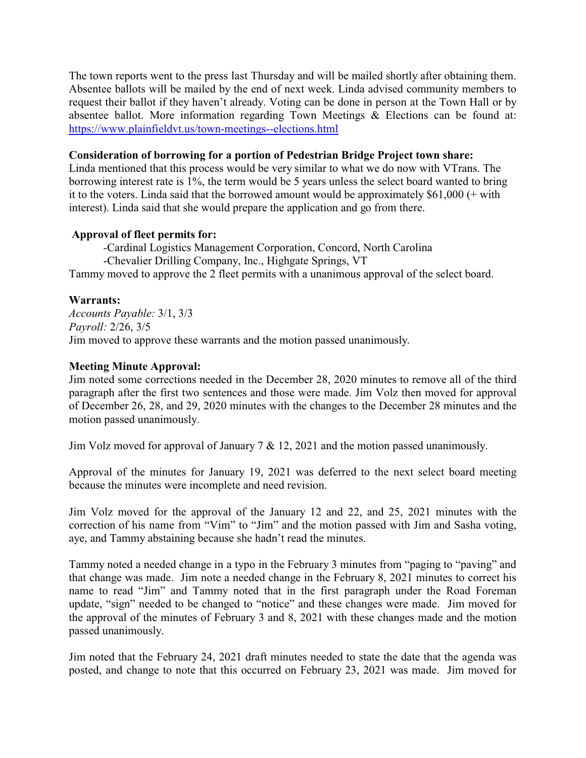The town reports went to the press last Thursday and will be mailed shortly after obtaining them. Absentee ballots will be mailed by the end of next week. Linda advised community members to request their ballot if they haven't already. Voting can be done in person at the Town Hall or by absentee ballot. More information regarding Town Meetings & Elections can be found at: https://www.plainfieldvt.us/town-meetings--elections.html

**Consideration of borrowing for a portion of Pedestrian Bridge Project town share:**
Linda mentioned that this process would be very similar to what we do now with VTrans. The borrowing interest rate is 1%, the term would be 5 years unless the select board wanted to bring it to the voters. Linda said that the borrowed amount would be approximately $61,000 (+ with interest). Linda said that she would prepare the application and go from there.

**Approval of fleet permits for:**

-Cardinal Logistics Management Corporation, Concord, North Carolina
-Chevalier Drilling Company, Inc., Highgate Springs, VT

Tammy moved to approve the 2 fleet permits with a unanimous approval of the select board.

**Warrants:**
*Accounts Payable:* 3/1, 3/3
*Payroll:* 2/26, 3/5
Jim moved to approve these warrants and the motion passed unanimously.

**Meeting Minute Approval:**
Jim noted some corrections needed in the December 28, 2020 minutes to remove all of the third paragraph after the first two sentences and those were made. Jim Volz then moved for approval of December 26, 28, and 29, 2020 minutes with the changes to the December 28 minutes and the motion passed unanimously.

Jim Volz moved for approval of January 7 & 12, 2021 and the motion passed unanimously.

Approval of the minutes for January 19, 2021 was deferred to the next select board meeting because the minutes were incomplete and need revision.

Jim Volz moved for the approval of the January 12 and 22, and 25, 2021 minutes with the correction of his name from "Vim" to "Jim" and the motion passed with Jim and Sasha voting, aye, and Tammy abstaining because she hadn't read the minutes.

Tammy noted a needed change in a typo in the February 3 minutes from "paging to "paving" and that change was made. Jim note a needed change in the February 8, 2021 minutes to correct his name to read "Jim" and Tammy noted that in the first paragraph under the Road Foreman update, "sign" needed to be changed to "notice" and these changes were made. Jim moved for the approval of the minutes of February 3 and 8, 2021 with these changes made and the motion passed unanimously.

Jim noted that the February 24, 2021 draft minutes needed to state the date that the agenda was posted, and change to note that this occurred on February 23, 2021 was made. Jim moved for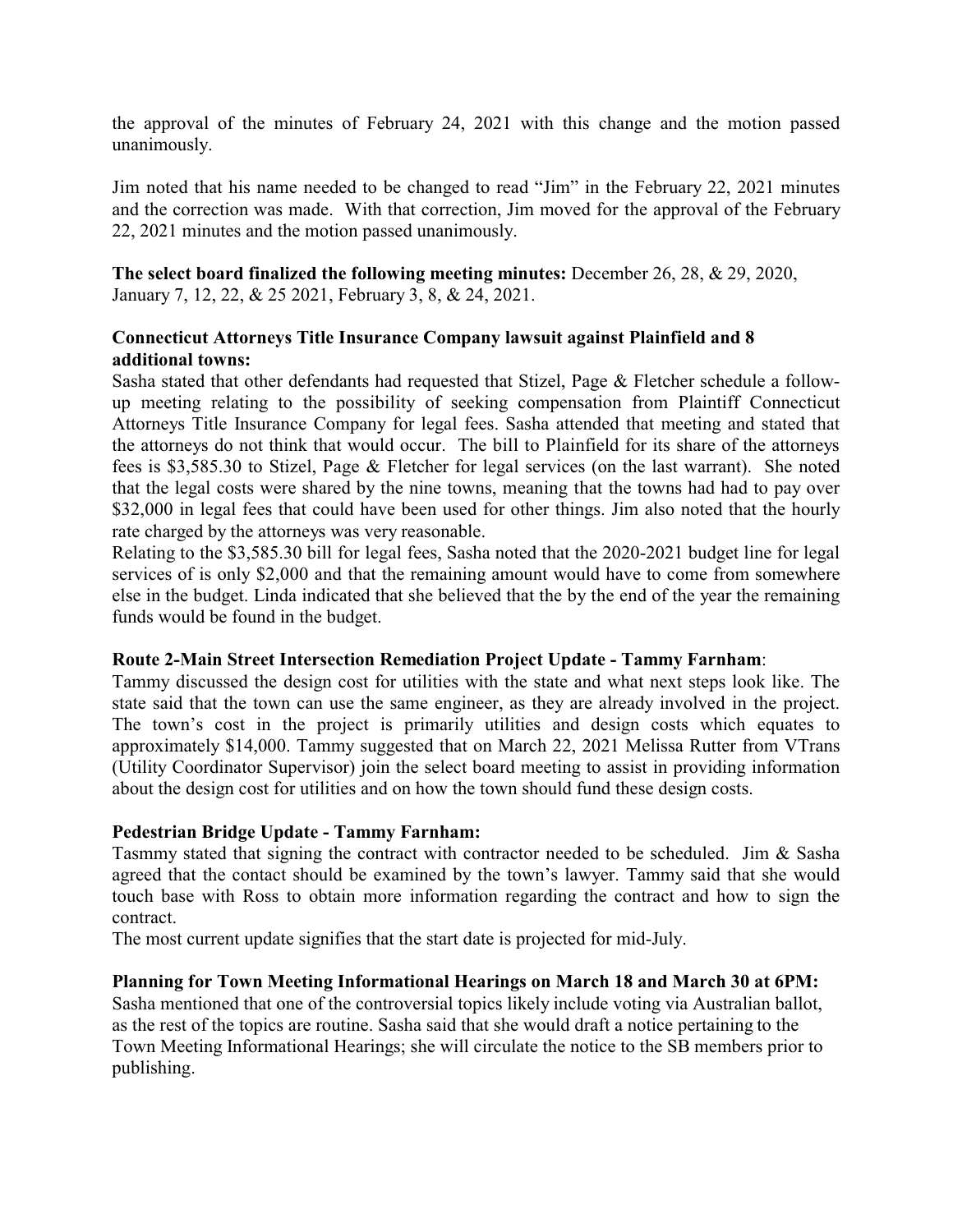the approval of the minutes of February 24, 2021 with this change and the motion passed unanimously.

Jim noted that his name needed to be changed to read "Jim" in the February 22, 2021 minutes and the correction was made. With that correction, Jim moved for the approval of the February 22, 2021 minutes and the motion passed unanimously.

**The select board finalized the following meeting minutes:** December 26, 28, & 29, 2020, January 7, 12, 22, & 25 2021, February 3, 8, & 24, 2021.

**Connecticut Attorneys Title Insurance Company lawsuit against Plainfield and 8 additional towns:**

Sasha stated that other defendants had requested that Stizel, Page & Fletcher schedule a follow-up meeting relating to the possibility of seeking compensation from Plaintiff Connecticut Attorneys Title Insurance Company for legal fees. Sasha attended that meeting and stated that the attorneys do not think that would occur. The bill to Plainfield for its share of the attorneys fees is $3,585.30 to Stizel, Page & Fletcher for legal services (on the last warrant). She noted that the legal costs were shared by the nine towns, meaning that the towns had had to pay over $32,000 in legal fees that could have been used for other things. Jim also noted that the hourly rate charged by the attorneys was very reasonable.

Relating to the $3,585.30 bill for legal fees, Sasha noted that the 2020-2021 budget line for legal services of is only $2,000 and that the remaining amount would have to come from somewhere else in the budget. Linda indicated that she believed that the by the end of the year the remaining funds would be found in the budget.

**Route 2-Main Street Intersection Remediation Project Update - Tammy Farnham**:

Tammy discussed the design cost for utilities with the state and what next steps look like. The state said that the town can use the same engineer, as they are already involved in the project. The town's cost in the project is primarily utilities and design costs which equates to approximately $14,000. Tammy suggested that on March 22, 2021 Melissa Rutter from VTrans (Utility Coordinator Supervisor) join the select board meeting to assist in providing information about the design cost for utilities and on how the town should fund these design costs.

**Pedestrian Bridge Update - Tammy Farnham:**

Tasmmy stated that signing the contract with contractor needed to be scheduled. Jim & Sasha agreed that the contact should be examined by the town's lawyer. Tammy said that she would touch base with Ross to obtain more information regarding the contract and how to sign the contract.

The most current update signifies that the start date is projected for mid-July.

**Planning for Town Meeting Informational Hearings on March 18 and March 30 at 6PM:**

Sasha mentioned that one of the controversial topics likely include voting via Australian ballot, as the rest of the topics are routine. Sasha said that she would draft a notice pertaining to the Town Meeting Informational Hearings; she will circulate the notice to the SB members prior to publishing.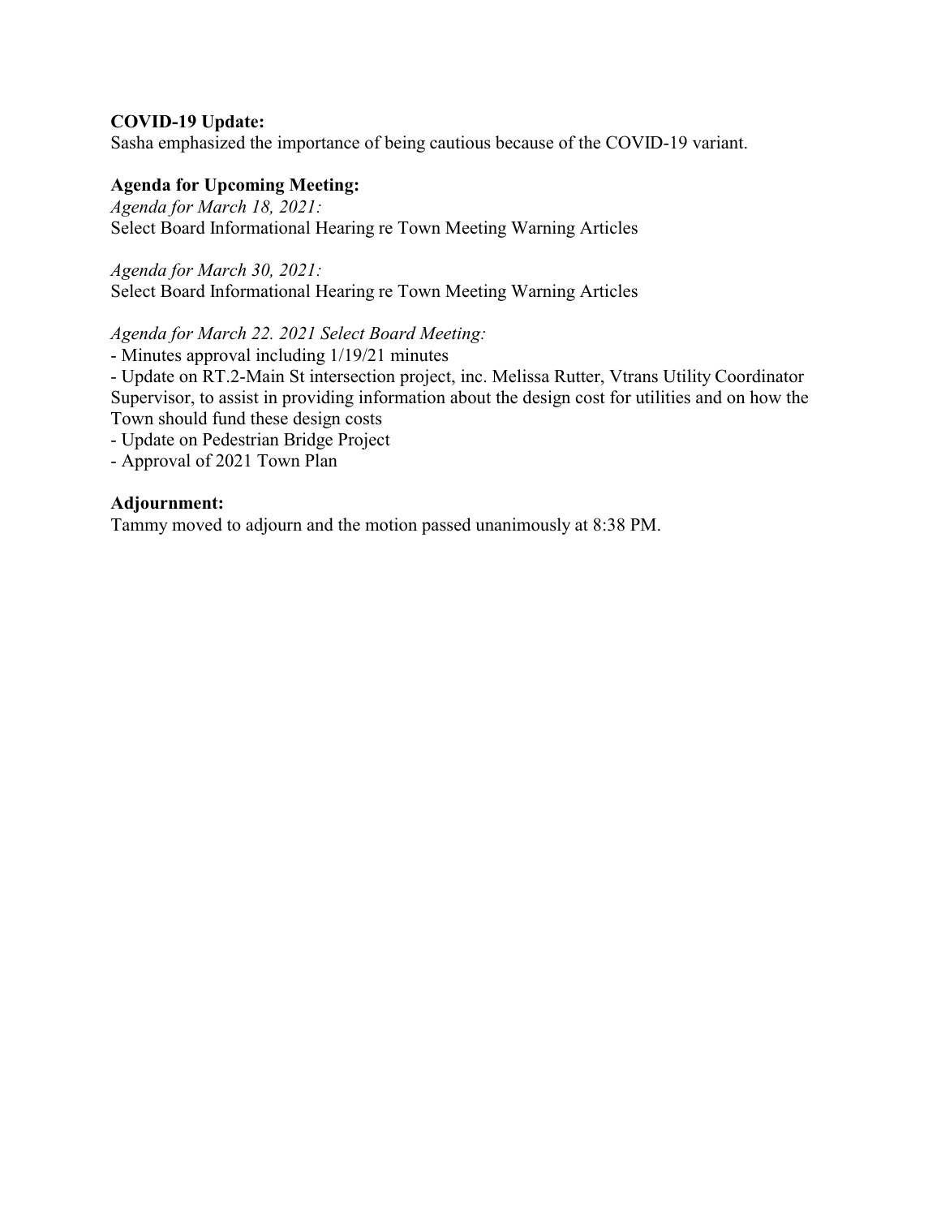**COVID-19 Update:**
Sasha emphasized the importance of being cautious because of the COVID-19 variant.

**Agenda for Upcoming Meeting:**
*Agenda for March 18, 2021:*
Select Board Informational Hearing re Town Meeting Warning Articles

*Agenda for March 30, 2021:*
Select Board Informational Hearing re Town Meeting Warning Articles

*Agenda for March 22. 2021 Select Board Meeting:*
- Minutes approval including 1/19/21 minutes
- Update on RT.2-Main St intersection project, inc. Melissa Rutter, Vtrans Utility Coordinator Supervisor, to assist in providing information about the design cost for utilities and on how the Town should fund these design costs
- Update on Pedestrian Bridge Project
- Approval of 2021 Town Plan

**Adjournment:**
Tammy moved to adjourn and the motion passed unanimously at 8:38 PM.